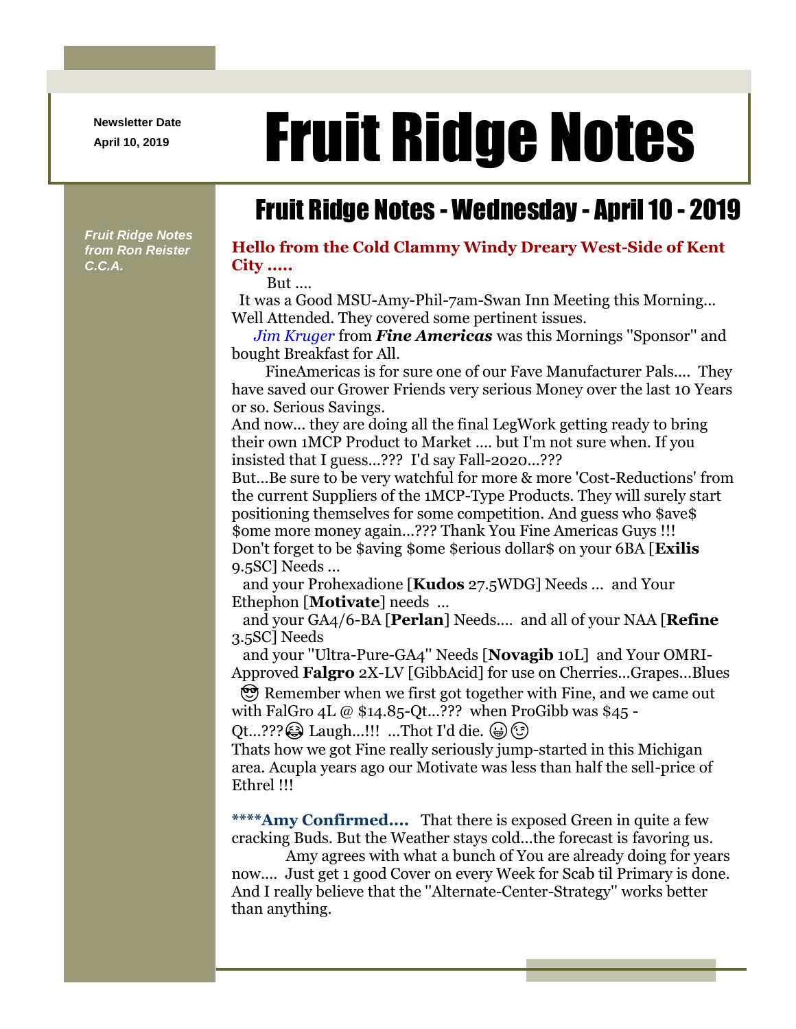Newsletter Date
April 10, 2019

# Fruit Ridge Notes

## Fruit Ridge Notes - Wednesday - April 10 - 2019

*Fruit Ridge Notes from Ron Reister C.C.A.*

### Hello from the Cold Clammy Windy Dreary West-Side of Kent City .....

But ....

It was a Good MSU-Amy-Phil-7am-Swan Inn Meeting this Morning... Well Attended. They covered some pertinent issues.

*Jim Kruger* from ***Fine Americas*** was this Mornings "Sponsor" and bought Breakfast for All.

FineAmericas is for sure one of our Fave Manufacturer Pals.... They have saved our Grower Friends very serious Money over the last 10 Years or so. Serious Savings.

And now... they are doing all the final LegWork getting ready to bring their own 1MCP Product to Market .... but I'm not sure when. If you insisted that I guess...??? I'd say Fall-2020...???

But...Be sure to be very watchful for more & more 'Cost-Reductions' from the current Suppliers of the 1MCP-Type Products. They will surely start positioning themselves for some competition. And guess who $ave$ $ome more money again...??? Thank You Fine Americas Guys !!!

Don't forget to be $aving $ome $erious dollar$ on your 6BA [**Exilis** 9.5SC] Needs ...

and your Prohexadione [**Kudos** 27.5WDG] Needs ... and Your Ethephon [**Motivate**] needs ...

and your GA4/6-BA [**Perlan**] Needs.... and all of your NAA [**Refine** 3.5SC] Needs

and your "Ultra-Pure-GA4" Needs [**Novagib** 10L] and Your OMRI-Approved **Falgro** 2X-LV [GibbAcid] for use on Cherries...Grapes...Blues

😎 Remember when we first got together with Fine, and we came out with FalGro 4L @ $14.85-Qt...??? when ProGibb was $45 -Qt...???😂 Laugh...!!! ...Thot I'd die. 😀😉

Thats how we got Fine really seriously jump-started in this Michigan area. Acupla years ago our Motivate was less than half the sell-price of Ethrel !!!

**\*\*\*\*Amy Confirmed....** That there is exposed Green in quite a few cracking Buds. But the Weather stays cold...the forecast is favoring us.

Amy agrees with what a bunch of You are already doing for years now.... Just get 1 good Cover on every Week for Scab til Primary is done. And I really believe that the "Alternate-Center-Strategy" works better than anything.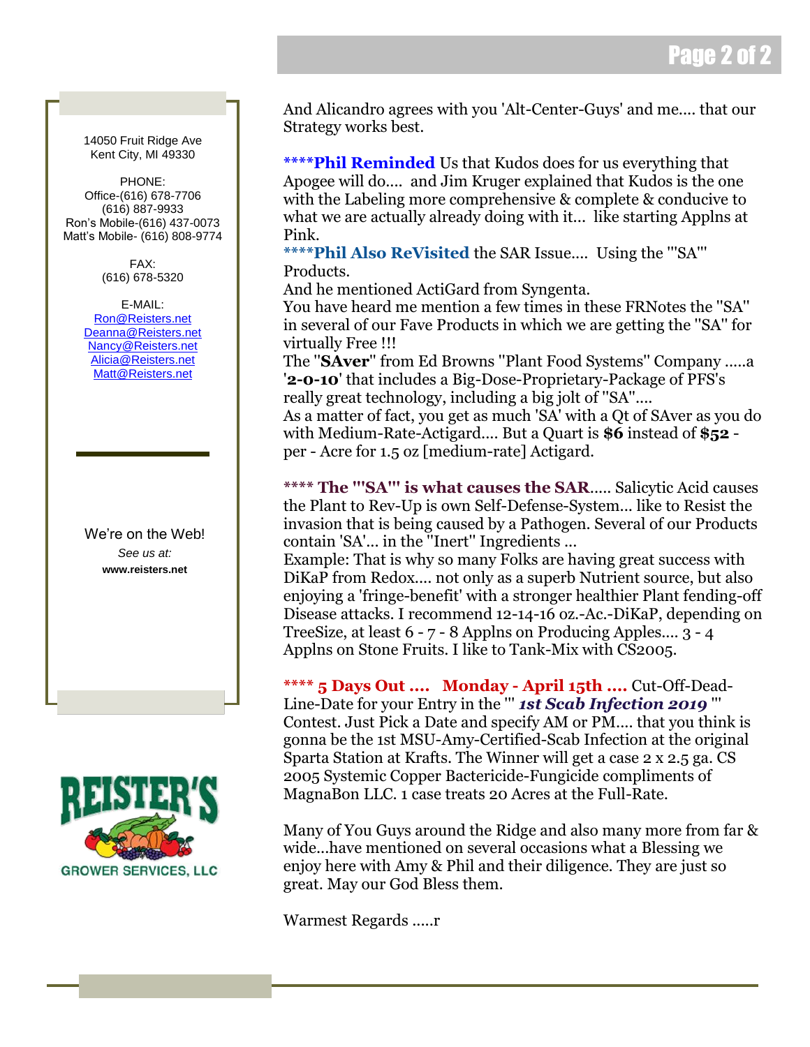14050 Fruit Ridge Ave
Kent City, MI 49330

PHONE:
Office-(616) 678-7706
(616) 887-9933
Ron's Mobile-(616) 437-0073
Matt's Mobile- (616) 808-9774

FAX:
(616) 678-5320

E-MAIL:
Ron@Reisters.net
Deanna@Reisters.net
Nancy@Reisters.net
Alicia@Reisters.net
Matt@Reisters.net

We're on the Web!
*See us at:*
**www.reisters.net**

REISTER'S
GROWER SERVICES, LLC

And Alicandro agrees with you 'Alt-Center-Guys' and me.... that our Strategy works best.

**\*\*\*\*Phil Reminded** Us that Kudos does for us everything that Apogee will do.... and Jim Kruger explained that Kudos is the one with the Labeling more comprehensive & complete & conducive to what we are actually already doing with it... like starting Applns at Pink.
**\*\*\*\*Phil Also ReVisited** the SAR Issue.... Using the "'SA'" Products.
And he mentioned ActiGard from Syngenta.
You have heard me mention a few times in these FRNotes the "SA" in several of our Fave Products in which we are getting the "SA" for virtually Free !!!
The "**SAver**" from Ed Browns "Plant Food Systems" Company .....a '**2-0-10**' that includes a Big-Dose-Proprietary-Package of PFS's really great technology, including a big jolt of "SA"....
As a matter of fact, you get as much 'SA' with a Qt of SAver as you do with Medium-Rate-Actigard.... But a Quart is **$6** instead of **$52** - per - Acre for 1.5 oz [medium-rate] Actigard.

**\*\*\*\* The "'SA'" is what causes the SAR**..... Salicytic Acid causes the Plant to Rev-Up is own Self-Defense-System... like to Resist the invasion that is being caused by a Pathogen. Several of our Products contain 'SA'... in the "Inert" Ingredients ...
Example: That is why so many Folks are having great success with DiKaP from Redox.... not only as a superb Nutrient source, but also enjoying a 'fringe-benefit' with a stronger healthier Plant fending-off Disease attacks. I recommend 12-14-16 oz.-Ac.-DiKaP, depending on TreeSize, at least 6 - 7 - 8 Applns on Producing Apples.... 3 - 4 Applns on Stone Fruits. I like to Tank-Mix with CS2005.

**\*\*\*\* 5 Days Out .... Monday - April 15th ....** Cut-Off-Dead-Line-Date for your Entry in the "' ***1st Scab Infection 2019*** '" Contest. Just Pick a Date and specify AM or PM.... that you think is gonna be the 1st MSU-Amy-Certified-Scab Infection at the original Sparta Station at Krafts. The Winner will get a case 2 x 2.5 ga. CS 2005 Systemic Copper Bactericide-Fungicide compliments of MagnaBon LLC. 1 case treats 20 Acres at the Full-Rate.

Many of You Guys around the Ridge and also many more from far & wide...have mentioned on several occasions what a Blessing we enjoy here with Amy & Phil and their diligence. They are just so great. May our God Bless them.

Warmest Regards .....r